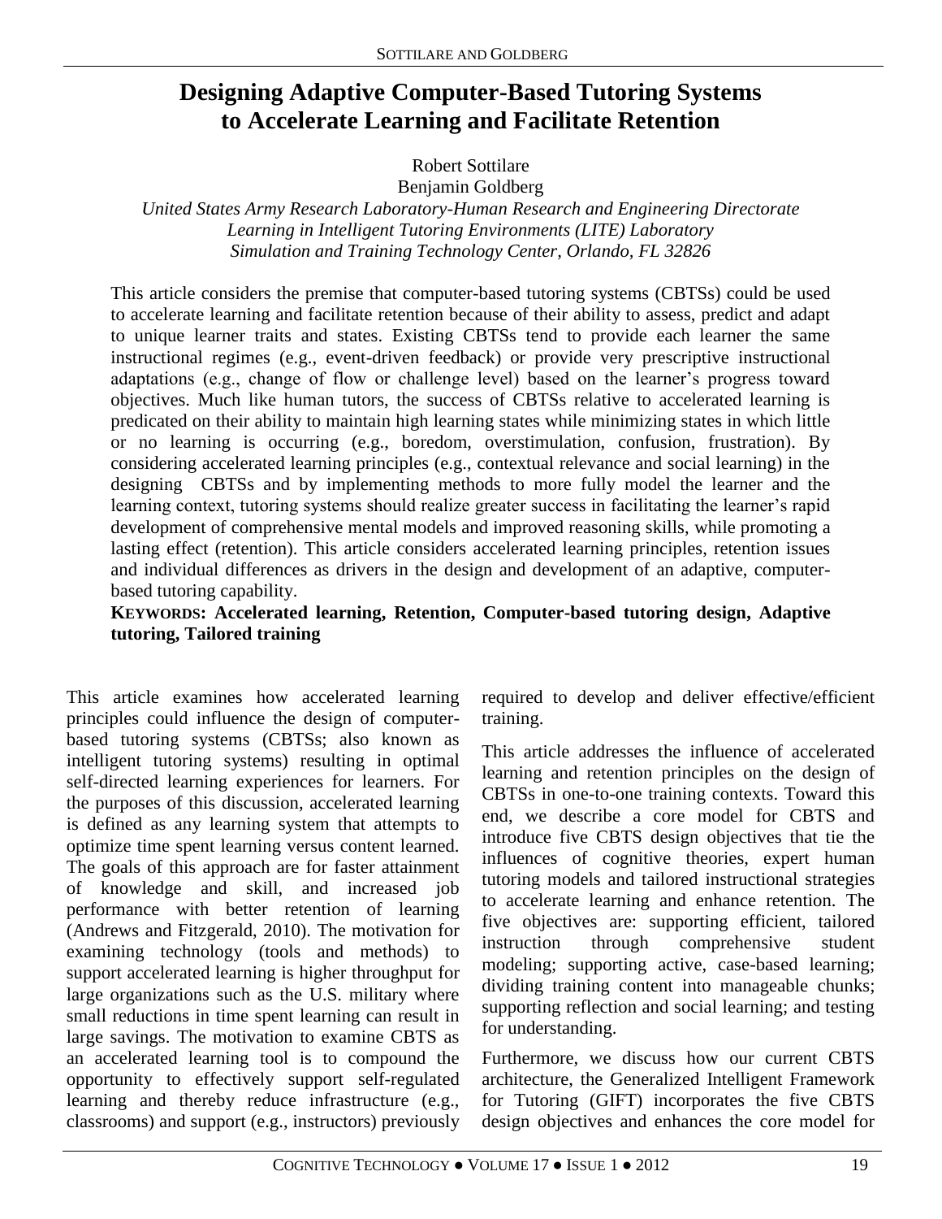# Designing Adaptive Computer-Based Tutoring Systems to Accelerate Learning and Facilitate Retention

Robert Sottilare
Benjamin Goldberg

*United States Army Research Laboratory-Human Research and Engineering Directorate*
*Learning in Intelligent Tutoring Environments (LITE) Laboratory*
*Simulation and Training Technology Center, Orlando, FL 32826*

This article considers the premise that computer-based tutoring systems (CBTSs) could be used to accelerate learning and facilitate retention because of their ability to assess, predict and adapt to unique learner traits and states. Existing CBTSs tend to provide each learner the same instructional regimes (e.g., event-driven feedback) or provide very prescriptive instructional adaptations (e.g., change of flow or challenge level) based on the learner's progress toward objectives. Much like human tutors, the success of CBTSs relative to accelerated learning is predicated on their ability to maintain high learning states while minimizing states in which little or no learning is occurring (e.g., boredom, overstimulation, confusion, frustration). By considering accelerated learning principles (e.g., contextual relevance and social learning) in the designing CBTSs and by implementing methods to more fully model the learner and the learning context, tutoring systems should realize greater success in facilitating the learner's rapid development of comprehensive mental models and improved reasoning skills, while promoting a lasting effect (retention). This article considers accelerated learning principles, retention issues and individual differences as drivers in the design and development of an adaptive, computer-based tutoring capability.

**KEYWORDS: Accelerated learning, Retention, Computer-based tutoring design, Adaptive tutoring, Tailored training**

This article examines how accelerated learning principles could influence the design of computer-based tutoring systems (CBTSs; also known as intelligent tutoring systems) resulting in optimal self-directed learning experiences for learners. For the purposes of this discussion, accelerated learning is defined as any learning system that attempts to optimize time spent learning versus content learned. The goals of this approach are for faster attainment of knowledge and skill, and increased job performance with better retention of learning (Andrews and Fitzgerald, 2010). The motivation for examining technology (tools and methods) to support accelerated learning is higher throughput for large organizations such as the U.S. military where small reductions in time spent learning can result in large savings. The motivation to examine CBTS as an accelerated learning tool is to compound the opportunity to effectively support self-regulated learning and thereby reduce infrastructure (e.g., classrooms) and support (e.g., instructors) previously required to develop and deliver effective/efficient training.

This article addresses the influence of accelerated learning and retention principles on the design of CBTSs in one-to-one training contexts. Toward this end, we describe a core model for CBTS and introduce five CBTS design objectives that tie the influences of cognitive theories, expert human tutoring models and tailored instructional strategies to accelerate learning and enhance retention. The five objectives are: supporting efficient, tailored instruction through comprehensive student modeling; supporting active, case-based learning; dividing training content into manageable chunks; supporting reflection and social learning; and testing for understanding.

Furthermore, we discuss how our current CBTS architecture, the Generalized Intelligent Framework for Tutoring (GIFT) incorporates the five CBTS design objectives and enhances the core model for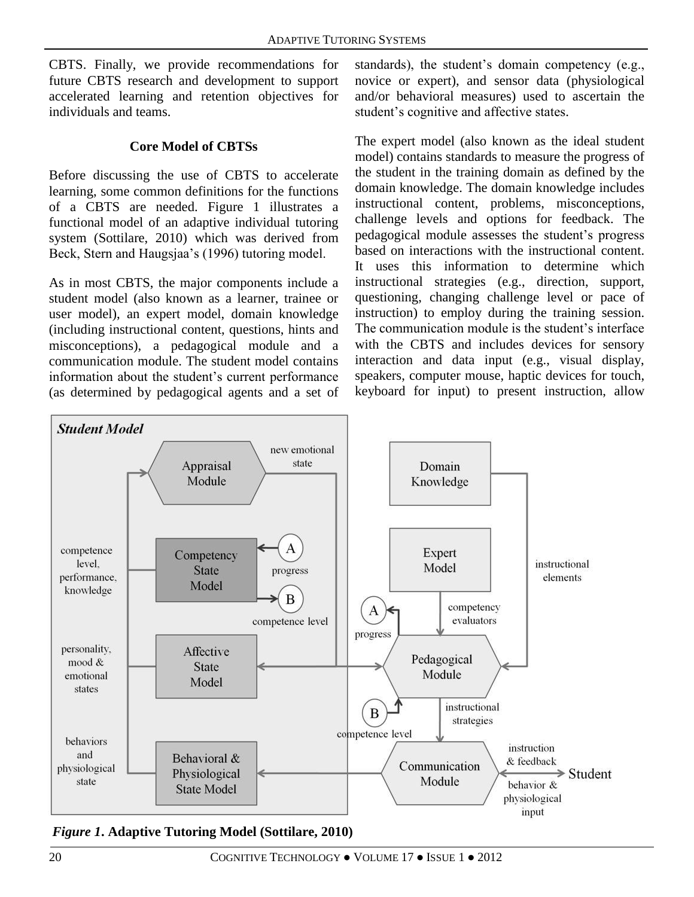CBTS. Finally, we provide recommendations for future CBTS research and development to support accelerated learning and retention objectives for individuals and teams.

## Core Model of CBTSs

Before discussing the use of CBTS to accelerate learning, some common definitions for the functions of a CBTS are needed. Figure 1 illustrates a functional model of an adaptive individual tutoring system (Sottilare, 2010) which was derived from Beck, Stern and Haugsjaa's (1996) tutoring model.

As in most CBTS, the major components include a student model (also known as a learner, trainee or user model), an expert model, domain knowledge (including instructional content, questions, hints and misconceptions), a pedagogical module and a communication module. The student model contains information about the student's current performance (as determined by pedagogical agents and a set of standards), the student's domain competency (e.g., novice or expert), and sensor data (physiological and/or behavioral measures) used to ascertain the student's cognitive and affective states.

The expert model (also known as the ideal student model) contains standards to measure the progress of the student in the training domain as defined by the domain knowledge. The domain knowledge includes instructional content, problems, misconceptions, challenge levels and options for feedback. The pedagogical module assesses the student's progress based on interactions with the instructional content. It uses this information to determine which instructional strategies (e.g., direction, support, questioning, changing challenge level or pace of instruction) to employ during the training session. The communication module is the student's interface with the CBTS and includes devices for sensory interaction and data input (e.g., visual display, speakers, computer mouse, haptic devices for touch, keyboard for input) to present instruction, allow

*Figure 1*. **Adaptive Tutoring Model (Sottilare, 2010)**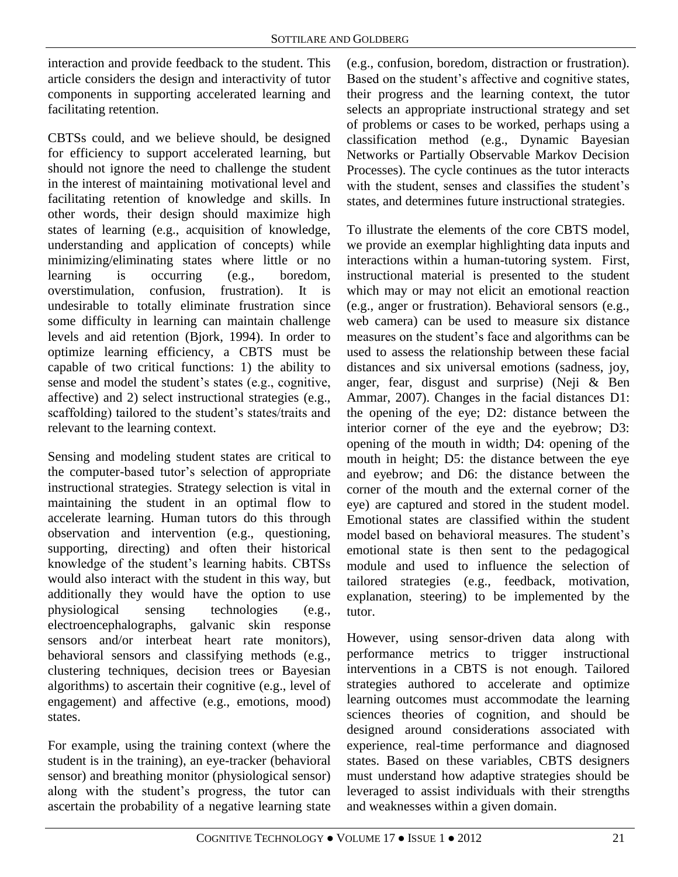interaction and provide feedback to the student. This article considers the design and interactivity of tutor components in supporting accelerated learning and facilitating retention.

CBTSs could, and we believe should, be designed for efficiency to support accelerated learning, but should not ignore the need to challenge the student in the interest of maintaining motivational level and facilitating retention of knowledge and skills. In other words, their design should maximize high states of learning (e.g., acquisition of knowledge, understanding and application of concepts) while minimizing/eliminating states where little or no learning is occurring (e.g., boredom, overstimulation, confusion, frustration). It is undesirable to totally eliminate frustration since some difficulty in learning can maintain challenge levels and aid retention (Bjork, 1994). In order to optimize learning efficiency, a CBTS must be capable of two critical functions: 1) the ability to sense and model the student's states (e.g., cognitive, affective) and 2) select instructional strategies (e.g., scaffolding) tailored to the student's states/traits and relevant to the learning context.

Sensing and modeling student states are critical to the computer-based tutor's selection of appropriate instructional strategies. Strategy selection is vital in maintaining the student in an optimal flow to accelerate learning. Human tutors do this through observation and intervention (e.g., questioning, supporting, directing) and often their historical knowledge of the student's learning habits. CBTSs would also interact with the student in this way, but additionally they would have the option to use physiological sensing technologies (e.g., electroencephalographs, galvanic skin response sensors and/or interbeat heart rate monitors), behavioral sensors and classifying methods (e.g., clustering techniques, decision trees or Bayesian algorithms) to ascertain their cognitive (e.g., level of engagement) and affective (e.g., emotions, mood) states.

For example, using the training context (where the student is in the training), an eye-tracker (behavioral sensor) and breathing monitor (physiological sensor) along with the student's progress, the tutor can ascertain the probability of a negative learning state (e.g., confusion, boredom, distraction or frustration). Based on the student's affective and cognitive states, their progress and the learning context, the tutor selects an appropriate instructional strategy and set of problems or cases to be worked, perhaps using a classification method (e.g., Dynamic Bayesian Networks or Partially Observable Markov Decision Processes). The cycle continues as the tutor interacts with the student, senses and classifies the student's states, and determines future instructional strategies.

To illustrate the elements of the core CBTS model, we provide an exemplar highlighting data inputs and interactions within a human-tutoring system. First, instructional material is presented to the student which may or may not elicit an emotional reaction (e.g., anger or frustration). Behavioral sensors (e.g., web camera) can be used to measure six distance measures on the student's face and algorithms can be used to assess the relationship between these facial distances and six universal emotions (sadness, joy, anger, fear, disgust and surprise) (Neji & Ben Ammar, 2007). Changes in the facial distances D1: the opening of the eye; D2: distance between the interior corner of the eye and the eyebrow; D3: opening of the mouth in width; D4: opening of the mouth in height; D5: the distance between the eye and eyebrow; and D6: the distance between the corner of the mouth and the external corner of the eye) are captured and stored in the student model. Emotional states are classified within the student model based on behavioral measures. The student's emotional state is then sent to the pedagogical module and used to influence the selection of tailored strategies (e.g., feedback, motivation, explanation, steering) to be implemented by the tutor.

However, using sensor-driven data along with performance metrics to trigger instructional interventions in a CBTS is not enough. Tailored strategies authored to accelerate and optimize learning outcomes must accommodate the learning sciences theories of cognition, and should be designed around considerations associated with experience, real-time performance and diagnosed states. Based on these variables, CBTS designers must understand how adaptive strategies should be leveraged to assist individuals with their strengths and weaknesses within a given domain.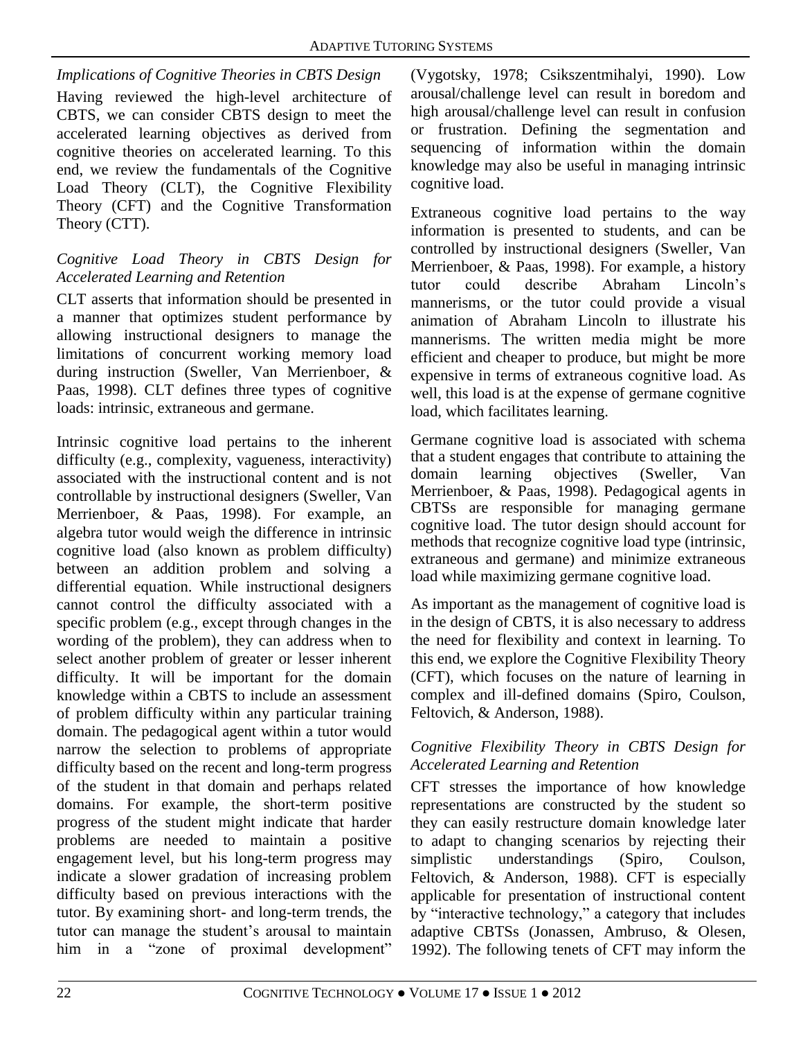### *Implications of Cognitive Theories in CBTS Design*

Having reviewed the high-level architecture of CBTS, we can consider CBTS design to meet the accelerated learning objectives as derived from cognitive theories on accelerated learning. To this end, we review the fundamentals of the Cognitive Load Theory (CLT), the Cognitive Flexibility Theory (CFT) and the Cognitive Transformation Theory (CTT).

### *Cognitive Load Theory in CBTS Design for Accelerated Learning and Retention*

CLT asserts that information should be presented in a manner that optimizes student performance by allowing instructional designers to manage the limitations of concurrent working memory load during instruction (Sweller, Van Merrienboer, & Paas, 1998). CLT defines three types of cognitive loads: intrinsic, extraneous and germane.

Intrinsic cognitive load pertains to the inherent difficulty (e.g., complexity, vagueness, interactivity) associated with the instructional content and is not controllable by instructional designers (Sweller, Van Merrienboer, & Paas, 1998). For example, an algebra tutor would weigh the difference in intrinsic cognitive load (also known as problem difficulty) between an addition problem and solving a differential equation. While instructional designers cannot control the difficulty associated with a specific problem (e.g., except through changes in the wording of the problem), they can address when to select another problem of greater or lesser inherent difficulty. It will be important for the domain knowledge within a CBTS to include an assessment of problem difficulty within any particular training domain. The pedagogical agent within a tutor would narrow the selection to problems of appropriate difficulty based on the recent and long-term progress of the student in that domain and perhaps related domains. For example, the short-term positive progress of the student might indicate that harder problems are needed to maintain a positive engagement level, but his long-term progress may indicate a slower gradation of increasing problem difficulty based on previous interactions with the tutor. By examining short- and long-term trends, the tutor can manage the student's arousal to maintain him in a "zone of proximal development" (Vygotsky, 1978; Csikszentmihalyi, 1990). Low arousal/challenge level can result in boredom and high arousal/challenge level can result in confusion or frustration. Defining the segmentation and sequencing of information within the domain knowledge may also be useful in managing intrinsic cognitive load.

Extraneous cognitive load pertains to the way information is presented to students, and can be controlled by instructional designers (Sweller, Van Merrienboer, & Paas, 1998). For example, a history tutor could describe Abraham Lincoln's mannerisms, or the tutor could provide a visual animation of Abraham Lincoln to illustrate his mannerisms. The written media might be more efficient and cheaper to produce, but might be more expensive in terms of extraneous cognitive load. As well, this load is at the expense of germane cognitive load, which facilitates learning.

Germane cognitive load is associated with schema that a student engages that contribute to attaining the domain learning objectives (Sweller, Van Merrienboer, & Paas, 1998). Pedagogical agents in CBTSs are responsible for managing germane cognitive load. The tutor design should account for methods that recognize cognitive load type (intrinsic, extraneous and germane) and minimize extraneous load while maximizing germane cognitive load.

As important as the management of cognitive load is in the design of CBTS, it is also necessary to address the need for flexibility and context in learning. To this end, we explore the Cognitive Flexibility Theory (CFT), which focuses on the nature of learning in complex and ill-defined domains (Spiro, Coulson, Feltovich, & Anderson, 1988).

### *Cognitive Flexibility Theory in CBTS Design for Accelerated Learning and Retention*

CFT stresses the importance of how knowledge representations are constructed by the student so they can easily restructure domain knowledge later to adapt to changing scenarios by rejecting their simplistic understandings (Spiro, Coulson, Feltovich, & Anderson, 1988). CFT is especially applicable for presentation of instructional content by "interactive technology," a category that includes adaptive CBTSs (Jonassen, Ambruso, & Olesen, 1992). The following tenets of CFT may inform the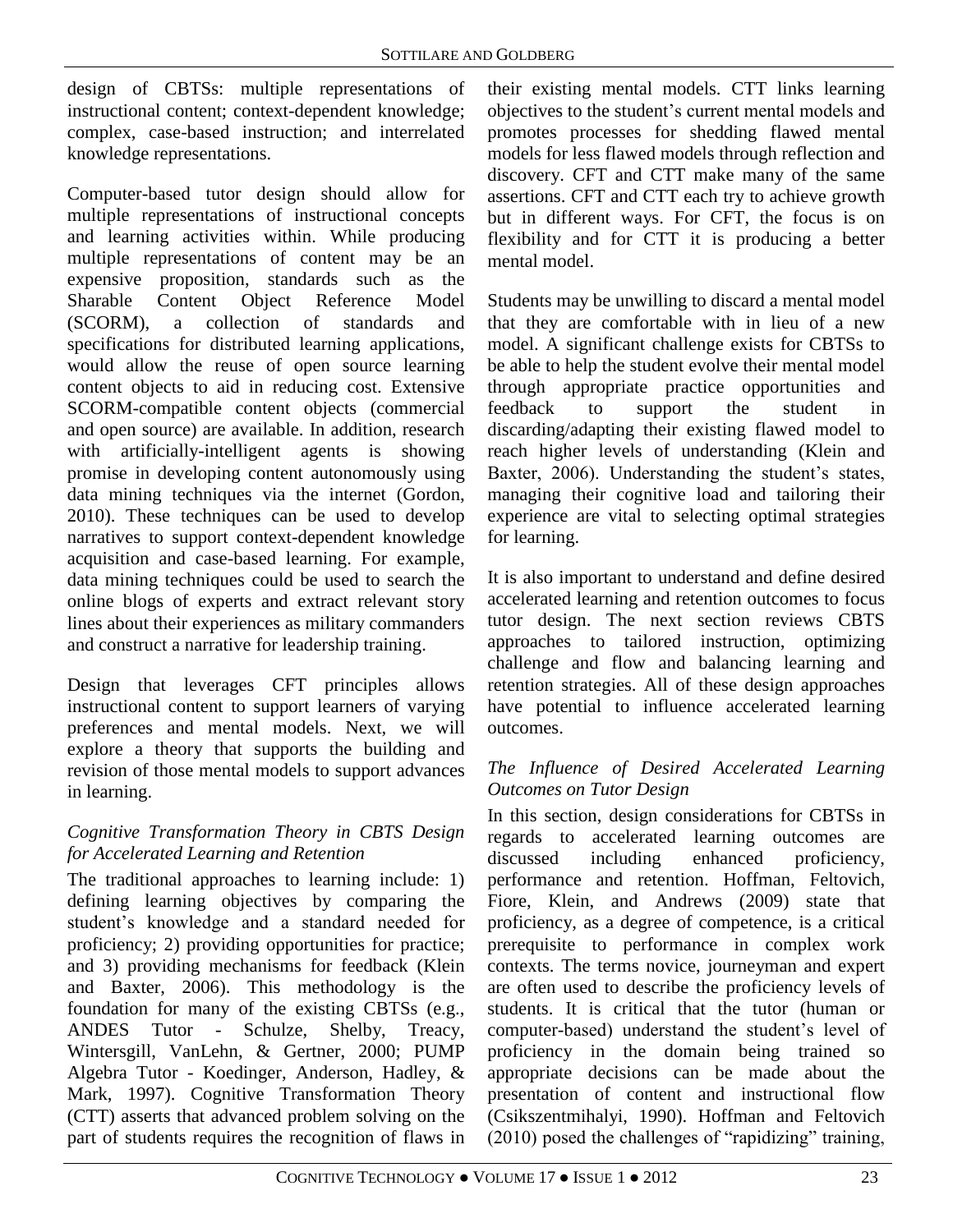design of CBTSs: multiple representations of instructional content; context-dependent knowledge; complex, case-based instruction; and interrelated knowledge representations.

Computer-based tutor design should allow for multiple representations of instructional concepts and learning activities within. While producing multiple representations of content may be an expensive proposition, standards such as the Sharable Content Object Reference Model (SCORM), a collection of standards and specifications for distributed learning applications, would allow the reuse of open source learning content objects to aid in reducing cost. Extensive SCORM-compatible content objects (commercial and open source) are available. In addition, research with artificially-intelligent agents is showing promise in developing content autonomously using data mining techniques via the internet (Gordon, 2010). These techniques can be used to develop narratives to support context-dependent knowledge acquisition and case-based learning. For example, data mining techniques could be used to search the online blogs of experts and extract relevant story lines about their experiences as military commanders and construct a narrative for leadership training.

Design that leverages CFT principles allows instructional content to support learners of varying preferences and mental models. Next, we will explore a theory that supports the building and revision of those mental models to support advances in learning.

### *Cognitive Transformation Theory in CBTS Design for Accelerated Learning and Retention*

The traditional approaches to learning include: 1) defining learning objectives by comparing the student's knowledge and a standard needed for proficiency; 2) providing opportunities for practice; and 3) providing mechanisms for feedback (Klein and Baxter, 2006). This methodology is the foundation for many of the existing CBTSs (e.g., ANDES Tutor - Schulze, Shelby, Treacy, Wintersgill, VanLehn, & Gertner, 2000; PUMP Algebra Tutor - Koedinger, Anderson, Hadley, & Mark, 1997). Cognitive Transformation Theory (CTT) asserts that advanced problem solving on the part of students requires the recognition of flaws in their existing mental models. CTT links learning objectives to the student's current mental models and promotes processes for shedding flawed mental models for less flawed models through reflection and discovery. CFT and CTT make many of the same assertions. CFT and CTT each try to achieve growth but in different ways. For CFT, the focus is on flexibility and for CTT it is producing a better mental model.

Students may be unwilling to discard a mental model that they are comfortable with in lieu of a new model. A significant challenge exists for CBTSs to be able to help the student evolve their mental model through appropriate practice opportunities and feedback to support the student in discarding/adapting their existing flawed model to reach higher levels of understanding (Klein and Baxter, 2006). Understanding the student's states, managing their cognitive load and tailoring their experience are vital to selecting optimal strategies for learning.

It is also important to understand and define desired accelerated learning and retention outcomes to focus tutor design. The next section reviews CBTS approaches to tailored instruction, optimizing challenge and flow and balancing learning and retention strategies. All of these design approaches have potential to influence accelerated learning outcomes.

### *The Influence of Desired Accelerated Learning Outcomes on Tutor Design*

In this section, design considerations for CBTSs in regards to accelerated learning outcomes are discussed including enhanced proficiency, performance and retention. Hoffman, Feltovich, Fiore, Klein, and Andrews (2009) state that proficiency, as a degree of competence, is a critical prerequisite to performance in complex work contexts. The terms novice, journeyman and expert are often used to describe the proficiency levels of students. It is critical that the tutor (human or computer-based) understand the student's level of proficiency in the domain being trained so appropriate decisions can be made about the presentation of content and instructional flow (Csikszentmihalyi, 1990). Hoffman and Feltovich (2010) posed the challenges of "rapidizing" training,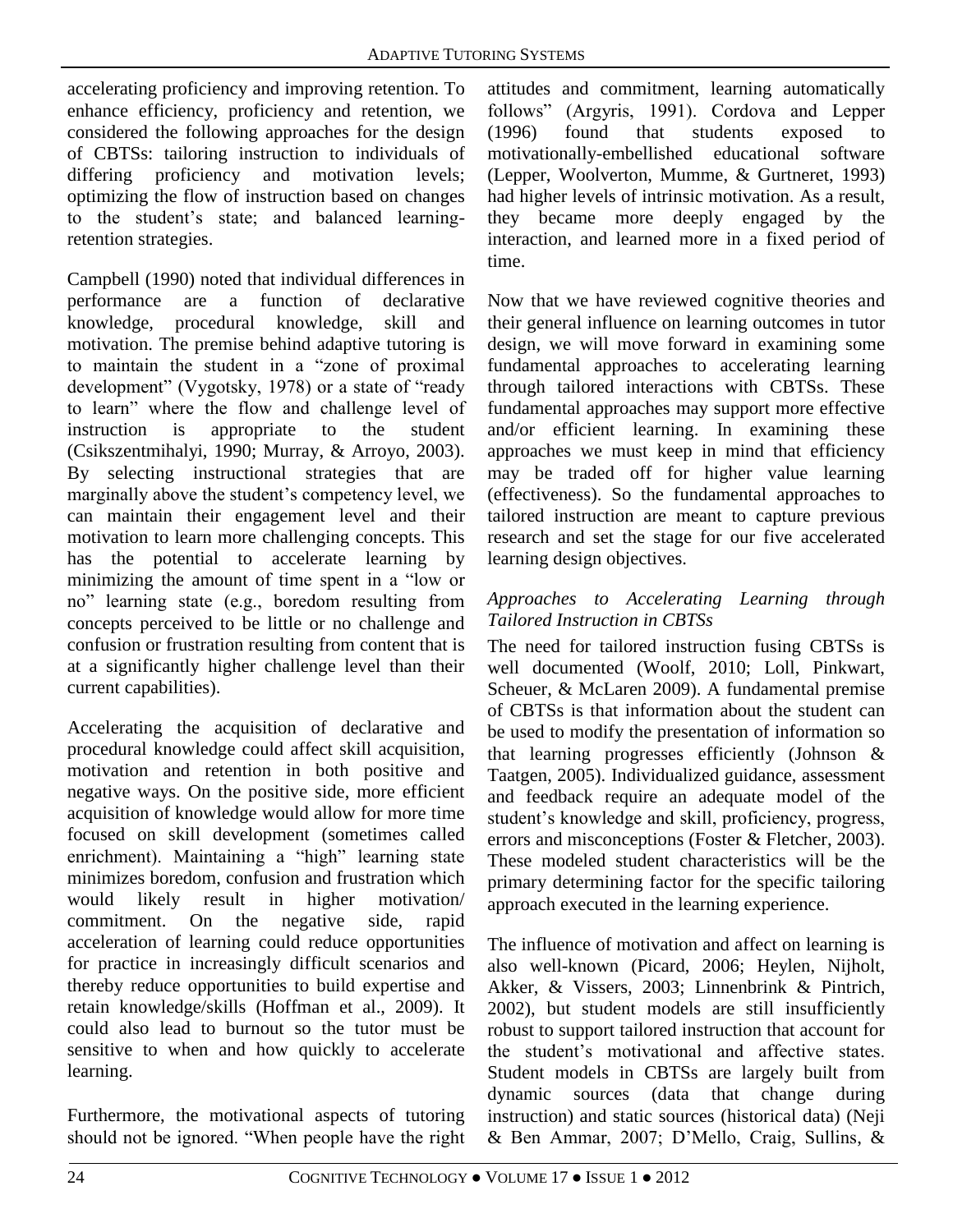accelerating proficiency and improving retention. To enhance efficiency, proficiency and retention, we considered the following approaches for the design of CBTSs: tailoring instruction to individuals of differing proficiency and motivation levels; optimizing the flow of instruction based on changes to the student's state; and balanced learning-retention strategies.

Campbell (1990) noted that individual differences in performance are a function of declarative knowledge, procedural knowledge, skill and motivation. The premise behind adaptive tutoring is to maintain the student in a "zone of proximal development" (Vygotsky, 1978) or a state of "ready to learn" where the flow and challenge level of instruction is appropriate to the student (Csikszentmihalyi, 1990; Murray, & Arroyo, 2003). By selecting instructional strategies that are marginally above the student's competency level, we can maintain their engagement level and their motivation to learn more challenging concepts. This has the potential to accelerate learning by minimizing the amount of time spent in a "low or no" learning state (e.g., boredom resulting from concepts perceived to be little or no challenge and confusion or frustration resulting from content that is at a significantly higher challenge level than their current capabilities).

Accelerating the acquisition of declarative and procedural knowledge could affect skill acquisition, motivation and retention in both positive and negative ways. On the positive side, more efficient acquisition of knowledge would allow for more time focused on skill development (sometimes called enrichment). Maintaining a "high" learning state minimizes boredom, confusion and frustration which would likely result in higher motivation/ commitment. On the negative side, rapid acceleration of learning could reduce opportunities for practice in increasingly difficult scenarios and thereby reduce opportunities to build expertise and retain knowledge/skills (Hoffman et al., 2009). It could also lead to burnout so the tutor must be sensitive to when and how quickly to accelerate learning.

Furthermore, the motivational aspects of tutoring should not be ignored. "When people have the right attitudes and commitment, learning automatically follows" (Argyris, 1991). Cordova and Lepper (1996) found that students exposed to motivationally-embellished educational software (Lepper, Woolverton, Mumme, & Gurtneret, 1993) had higher levels of intrinsic motivation. As a result, they became more deeply engaged by the interaction, and learned more in a fixed period of time.

Now that we have reviewed cognitive theories and their general influence on learning outcomes in tutor design, we will move forward in examining some fundamental approaches to accelerating learning through tailored interactions with CBTSs. These fundamental approaches may support more effective and/or efficient learning. In examining these approaches we must keep in mind that efficiency may be traded off for higher value learning (effectiveness). So the fundamental approaches to tailored instruction are meant to capture previous research and set the stage for our five accelerated learning design objectives.

### *Approaches to Accelerating Learning through Tailored Instruction in CBTSs*

The need for tailored instruction fusing CBTSs is well documented (Woolf, 2010; Loll, Pinkwart, Scheuer, & McLaren 2009). A fundamental premise of CBTSs is that information about the student can be used to modify the presentation of information so that learning progresses efficiently (Johnson & Taatgen, 2005). Individualized guidance, assessment and feedback require an adequate model of the student's knowledge and skill, proficiency, progress, errors and misconceptions (Foster & Fletcher, 2003). These modeled student characteristics will be the primary determining factor for the specific tailoring approach executed in the learning experience.

The influence of motivation and affect on learning is also well-known (Picard, 2006; Heylen, Nijholt, Akker, & Vissers, 2003; Linnenbrink & Pintrich, 2002), but student models are still insufficiently robust to support tailored instruction that account for the student's motivational and affective states. Student models in CBTSs are largely built from dynamic sources (data that change during instruction) and static sources (historical data) (Neji & Ben Ammar, 2007; D'Mello, Craig, Sullins, &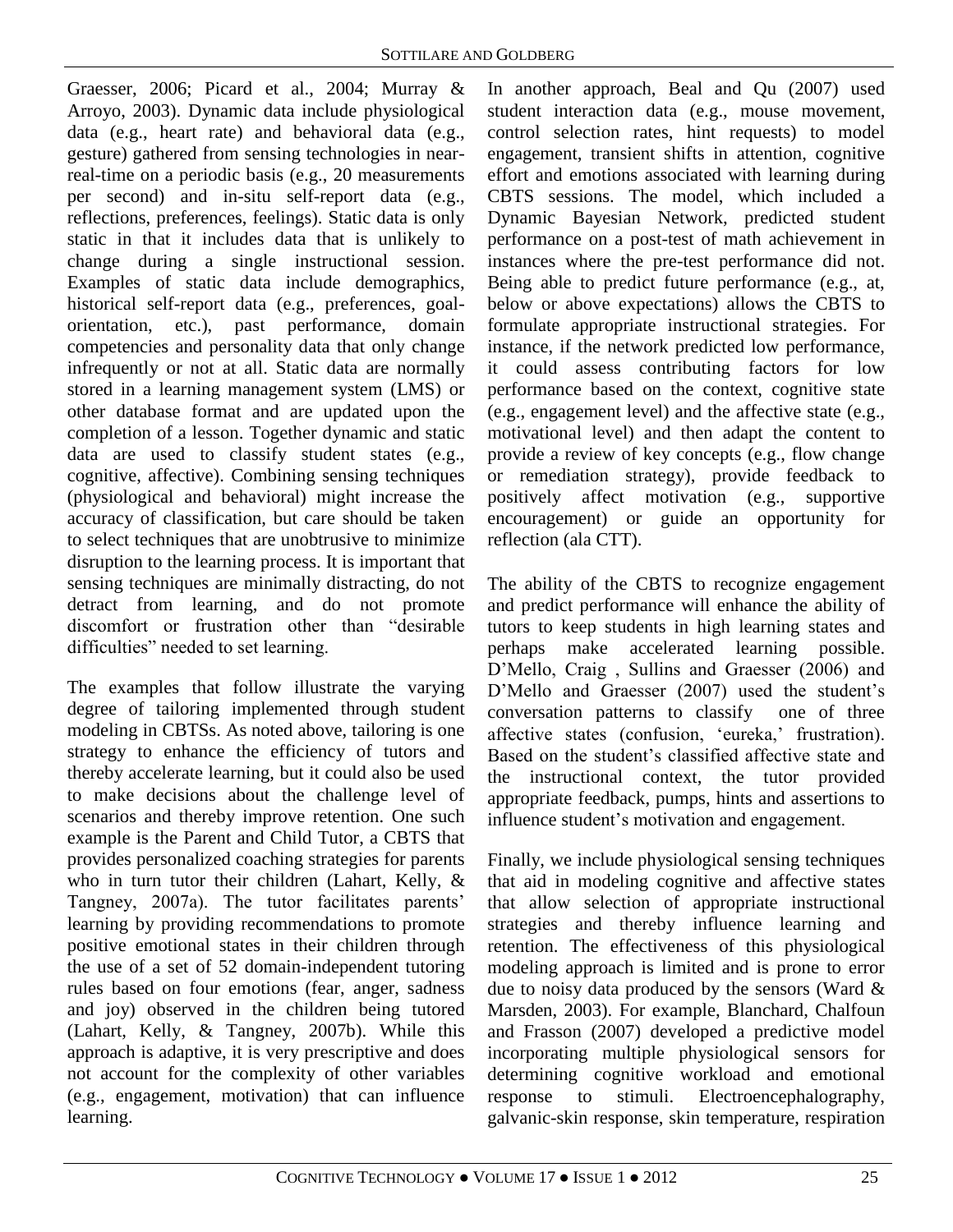Graesser, 2006; Picard et al., 2004; Murray & Arroyo, 2003). Dynamic data include physiological data (e.g., heart rate) and behavioral data (e.g., gesture) gathered from sensing technologies in near-real-time on a periodic basis (e.g., 20 measurements per second) and in-situ self-report data (e.g., reflections, preferences, feelings). Static data is only static in that it includes data that is unlikely to change during a single instructional session. Examples of static data include demographics, historical self-report data (e.g., preferences, goal-orientation, etc.), past performance, domain competencies and personality data that only change infrequently or not at all. Static data are normally stored in a learning management system (LMS) or other database format and are updated upon the completion of a lesson. Together dynamic and static data are used to classify student states (e.g., cognitive, affective). Combining sensing techniques (physiological and behavioral) might increase the accuracy of classification, but care should be taken to select techniques that are unobtrusive to minimize disruption to the learning process. It is important that sensing techniques are minimally distracting, do not detract from learning, and do not promote discomfort or frustration other than "desirable difficulties" needed to set learning.

The examples that follow illustrate the varying degree of tailoring implemented through student modeling in CBTSs. As noted above, tailoring is one strategy to enhance the efficiency of tutors and thereby accelerate learning, but it could also be used to make decisions about the challenge level of scenarios and thereby improve retention. One such example is the Parent and Child Tutor, a CBTS that provides personalized coaching strategies for parents who in turn tutor their children (Lahart, Kelly, & Tangney, 2007a). The tutor facilitates parents' learning by providing recommendations to promote positive emotional states in their children through the use of a set of 52 domain-independent tutoring rules based on four emotions (fear, anger, sadness and joy) observed in the children being tutored (Lahart, Kelly, & Tangney, 2007b). While this approach is adaptive, it is very prescriptive and does not account for the complexity of other variables (e.g., engagement, motivation) that can influence learning.

In another approach, Beal and Qu (2007) used student interaction data (e.g., mouse movement, control selection rates, hint requests) to model engagement, transient shifts in attention, cognitive effort and emotions associated with learning during CBTS sessions. The model, which included a Dynamic Bayesian Network, predicted student performance on a post-test of math achievement in instances where the pre-test performance did not. Being able to predict future performance (e.g., at, below or above expectations) allows the CBTS to formulate appropriate instructional strategies. For instance, if the network predicted low performance, it could assess contributing factors for low performance based on the context, cognitive state (e.g., engagement level) and the affective state (e.g., motivational level) and then adapt the content to provide a review of key concepts (e.g., flow change or remediation strategy), provide feedback to positively affect motivation (e.g., supportive encouragement) or guide an opportunity for reflection (ala CTT).

The ability of the CBTS to recognize engagement and predict performance will enhance the ability of tutors to keep students in high learning states and perhaps make accelerated learning possible. D'Mello, Craig , Sullins and Graesser (2006) and D'Mello and Graesser (2007) used the student's conversation patterns to classify one of three affective states (confusion, 'eureka,' frustration). Based on the student's classified affective state and the instructional context, the tutor provided appropriate feedback, pumps, hints and assertions to influence student's motivation and engagement.

Finally, we include physiological sensing techniques that aid in modeling cognitive and affective states that allow selection of appropriate instructional strategies and thereby influence learning and retention. The effectiveness of this physiological modeling approach is limited and is prone to error due to noisy data produced by the sensors (Ward & Marsden, 2003). For example, Blanchard, Chalfoun and Frasson (2007) developed a predictive model incorporating multiple physiological sensors for determining cognitive workload and emotional response to stimuli. Electroencephalography, galvanic-skin response, skin temperature, respiration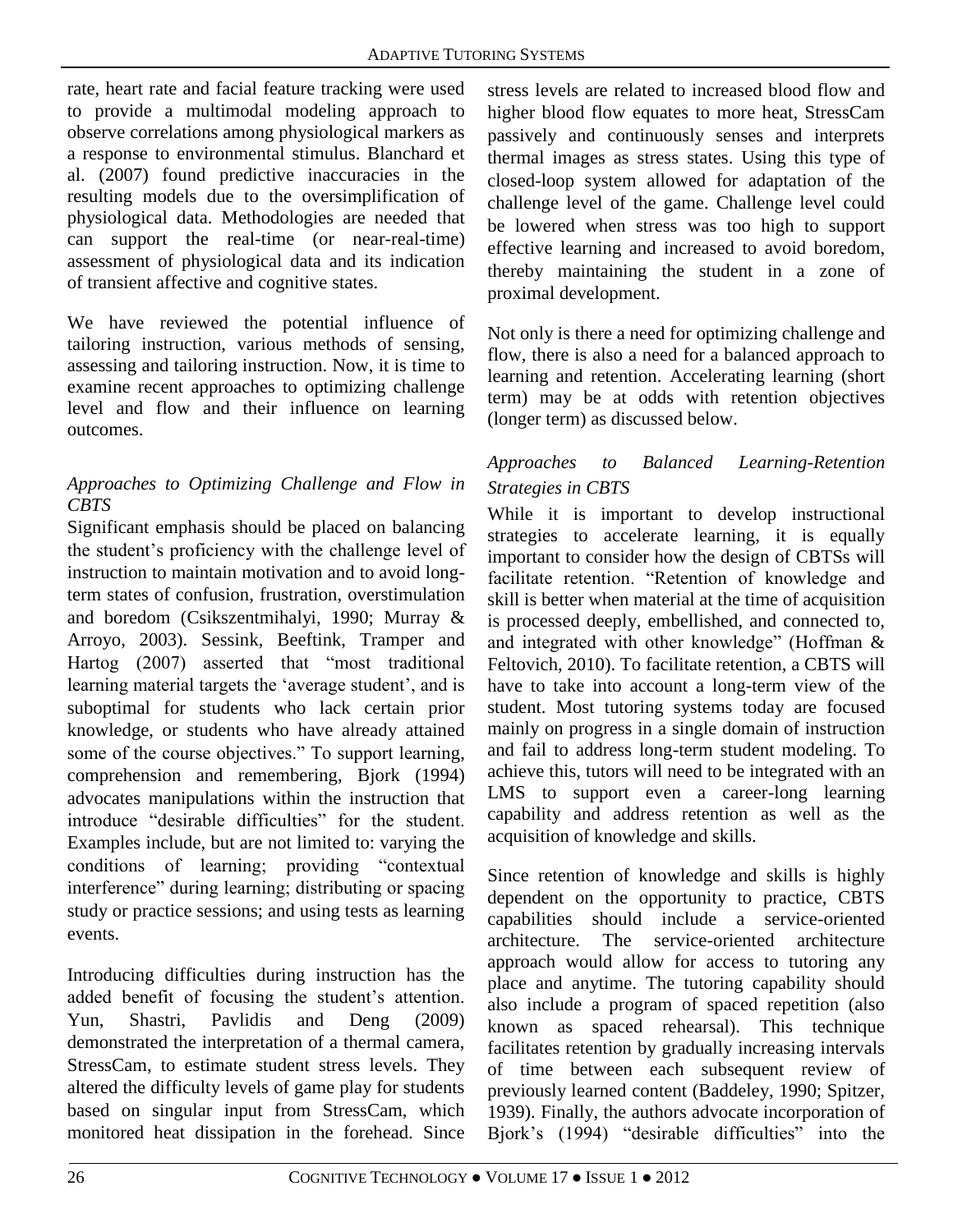rate, heart rate and facial feature tracking were used to provide a multimodal modeling approach to observe correlations among physiological markers as a response to environmental stimulus. Blanchard et al. (2007) found predictive inaccuracies in the resulting models due to the oversimplification of physiological data. Methodologies are needed that can support the real-time (or near-real-time) assessment of physiological data and its indication of transient affective and cognitive states.

We have reviewed the potential influence of tailoring instruction, various methods of sensing, assessing and tailoring instruction. Now, it is time to examine recent approaches to optimizing challenge level and flow and their influence on learning outcomes.

### *Approaches to Optimizing Challenge and Flow in CBTS*

Significant emphasis should be placed on balancing the student's proficiency with the challenge level of instruction to maintain motivation and to avoid long-term states of confusion, frustration, overstimulation and boredom (Csikszentmihalyi, 1990; Murray & Arroyo, 2003). Sessink, Beeftink, Tramper and Hartog (2007) asserted that "most traditional learning material targets the 'average student', and is suboptimal for students who lack certain prior knowledge, or students who have already attained some of the course objectives." To support learning, comprehension and remembering, Bjork (1994) advocates manipulations within the instruction that introduce "desirable difficulties" for the student. Examples include, but are not limited to: varying the conditions of learning; providing "contextual interference" during learning; distributing or spacing study or practice sessions; and using tests as learning events.

Introducing difficulties during instruction has the added benefit of focusing the student's attention. Yun, Shastri, Pavlidis and Deng (2009) demonstrated the interpretation of a thermal camera, StressCam, to estimate student stress levels. They altered the difficulty levels of game play for students based on singular input from StressCam, which monitored heat dissipation in the forehead. Since stress levels are related to increased blood flow and higher blood flow equates to more heat, StressCam passively and continuously senses and interprets thermal images as stress states. Using this type of closed-loop system allowed for adaptation of the challenge level of the game. Challenge level could be lowered when stress was too high to support effective learning and increased to avoid boredom, thereby maintaining the student in a zone of proximal development.

Not only is there a need for optimizing challenge and flow, there is also a need for a balanced approach to learning and retention. Accelerating learning (short term) may be at odds with retention objectives (longer term) as discussed below.

### *Approaches to Balanced Learning-Retention Strategies in CBTS*

While it is important to develop instructional strategies to accelerate learning, it is equally important to consider how the design of CBTSs will facilitate retention. "Retention of knowledge and skill is better when material at the time of acquisition is processed deeply, embellished, and connected to, and integrated with other knowledge" (Hoffman & Feltovich, 2010). To facilitate retention, a CBTS will have to take into account a long-term view of the student. Most tutoring systems today are focused mainly on progress in a single domain of instruction and fail to address long-term student modeling. To achieve this, tutors will need to be integrated with an LMS to support even a career-long learning capability and address retention as well as the acquisition of knowledge and skills.

Since retention of knowledge and skills is highly dependent on the opportunity to practice, CBTS capabilities should include a service-oriented architecture. The service-oriented architecture approach would allow for access to tutoring any place and anytime. The tutoring capability should also include a program of spaced repetition (also known as spaced rehearsal). This technique facilitates retention by gradually increasing intervals of time between each subsequent review of previously learned content (Baddeley, 1990; Spitzer, 1939). Finally, the authors advocate incorporation of Bjork's (1994) "desirable difficulties" into the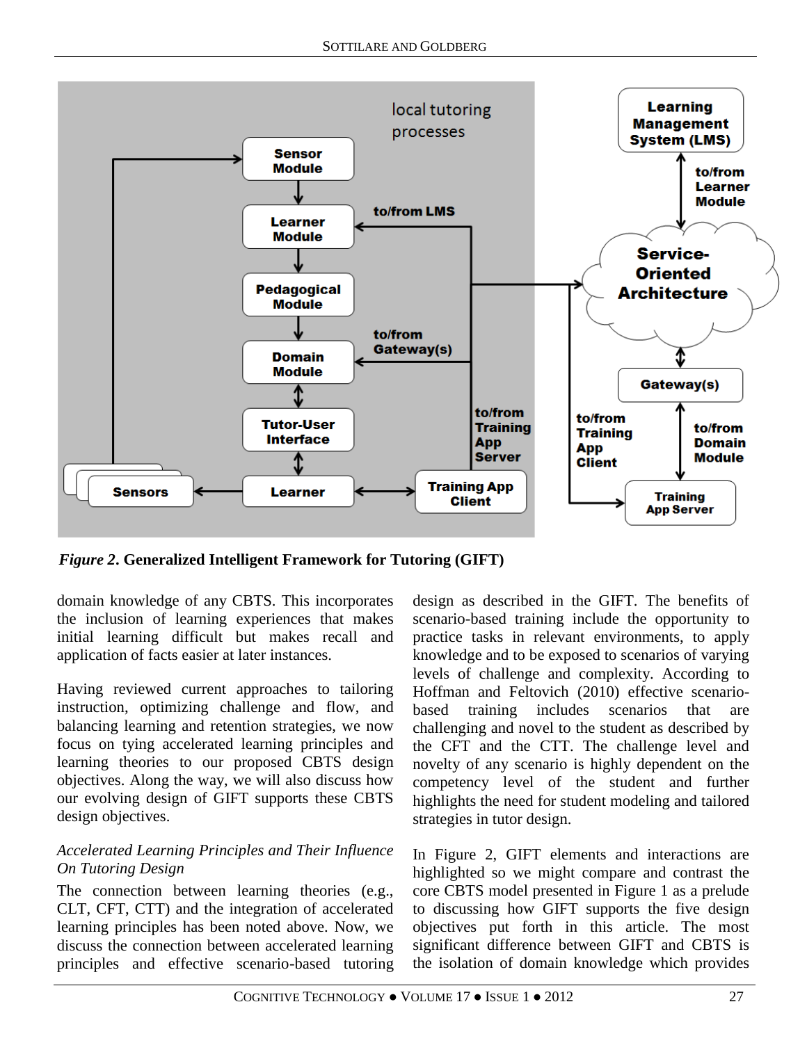*Figure 2*. **Generalized Intelligent Framework for Tutoring (GIFT)**

domain knowledge of any CBTS. This incorporates the inclusion of learning experiences that makes initial learning difficult but makes recall and application of facts easier at later instances.

Having reviewed current approaches to tailoring instruction, optimizing challenge and flow, and balancing learning and retention strategies, we now focus on tying accelerated learning principles and learning theories to our proposed CBTS design objectives. Along the way, we will also discuss how our evolving design of GIFT supports these CBTS design objectives.

### *Accelerated Learning Principles and Their Influence On Tutoring Design*

The connection between learning theories (e.g., CLT, CFT, CTT) and the integration of accelerated learning principles has been noted above. Now, we discuss the connection between accelerated learning principles and effective scenario-based tutoring design as described in the GIFT. The benefits of scenario-based training include the opportunity to practice tasks in relevant environments, to apply knowledge and to be exposed to scenarios of varying levels of challenge and complexity. According to Hoffman and Feltovich (2010) effective scenario-based training includes scenarios that are challenging and novel to the student as described by the CFT and the CTT. The challenge level and novelty of any scenario is highly dependent on the competency level of the student and further highlights the need for student modeling and tailored strategies in tutor design.

In Figure 2, GIFT elements and interactions are highlighted so we might compare and contrast the core CBTS model presented in Figure 1 as a prelude to discussing how GIFT supports the five design objectives put forth in this article. The most significant difference between GIFT and CBTS is the isolation of domain knowledge which provides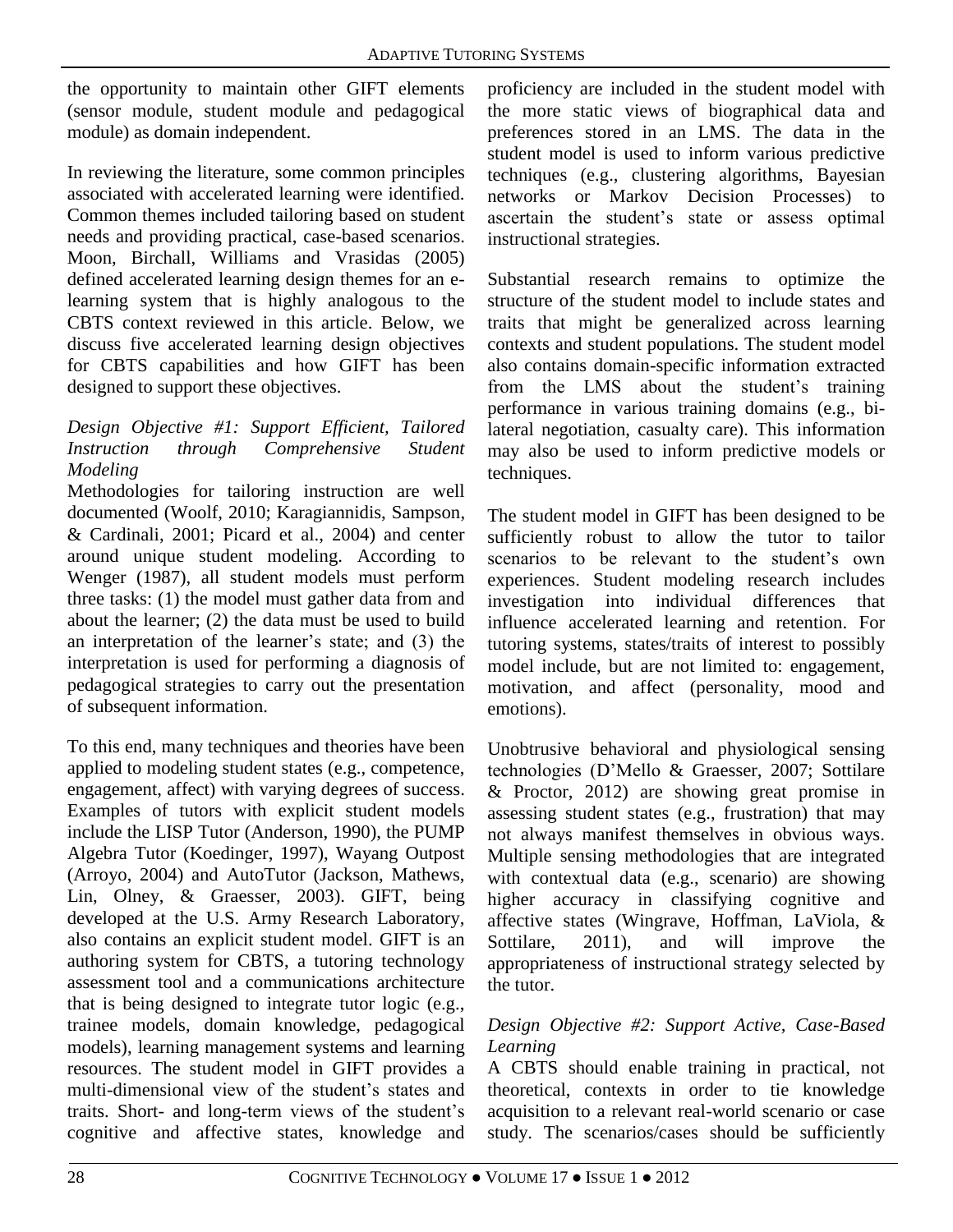the opportunity to maintain other GIFT elements (sensor module, student module and pedagogical module) as domain independent.

In reviewing the literature, some common principles associated with accelerated learning were identified. Common themes included tailoring based on student needs and providing practical, case-based scenarios. Moon, Birchall, Williams and Vrasidas (2005) defined accelerated learning design themes for an e-learning system that is highly analogous to the CBTS context reviewed in this article. Below, we discuss five accelerated learning design objectives for CBTS capabilities and how GIFT has been designed to support these objectives.

*Design Objective #1: Support Efficient, Tailored Instruction through Comprehensive Student Modeling*

Methodologies for tailoring instruction are well documented (Woolf, 2010; Karagiannidis, Sampson, & Cardinali, 2001; Picard et al., 2004) and center around unique student modeling. According to Wenger (1987), all student models must perform three tasks: (1) the model must gather data from and about the learner; (2) the data must be used to build an interpretation of the learner's state; and (3) the interpretation is used for performing a diagnosis of pedagogical strategies to carry out the presentation of subsequent information.

To this end, many techniques and theories have been applied to modeling student states (e.g., competence, engagement, affect) with varying degrees of success. Examples of tutors with explicit student models include the LISP Tutor (Anderson, 1990), the PUMP Algebra Tutor (Koedinger, 1997), Wayang Outpost (Arroyo, 2004) and AutoTutor (Jackson, Mathews, Lin, Olney, & Graesser, 2003). GIFT, being developed at the U.S. Army Research Laboratory, also contains an explicit student model. GIFT is an authoring system for CBTS, a tutoring technology assessment tool and a communications architecture that is being designed to integrate tutor logic (e.g., trainee models, domain knowledge, pedagogical models), learning management systems and learning resources. The student model in GIFT provides a multi-dimensional view of the student's states and traits. Short- and long-term views of the student's cognitive and affective states, knowledge and proficiency are included in the student model with the more static views of biographical data and preferences stored in an LMS. The data in the student model is used to inform various predictive techniques (e.g., clustering algorithms, Bayesian networks or Markov Decision Processes) to ascertain the student's state or assess optimal instructional strategies.

Substantial research remains to optimize the structure of the student model to include states and traits that might be generalized across learning contexts and student populations. The student model also contains domain-specific information extracted from the LMS about the student's training performance in various training domains (e.g., bi-lateral negotiation, casualty care). This information may also be used to inform predictive models or techniques.

The student model in GIFT has been designed to be sufficiently robust to allow the tutor to tailor scenarios to be relevant to the student's own experiences. Student modeling research includes investigation into individual differences that influence accelerated learning and retention. For tutoring systems, states/traits of interest to possibly model include, but are not limited to: engagement, motivation, and affect (personality, mood and emotions).

Unobtrusive behavioral and physiological sensing technologies (D'Mello & Graesser, 2007; Sottilare & Proctor, 2012) are showing great promise in assessing student states (e.g., frustration) that may not always manifest themselves in obvious ways. Multiple sensing methodologies that are integrated with contextual data (e.g., scenario) are showing higher accuracy in classifying cognitive and affective states (Wingrave, Hoffman, LaViola, & Sottilare, 2011), and will improve the appropriateness of instructional strategy selected by the tutor.

*Design Objective #2: Support Active, Case-Based Learning*

A CBTS should enable training in practical, not theoretical, contexts in order to tie knowledge acquisition to a relevant real-world scenario or case study. The scenarios/cases should be sufficiently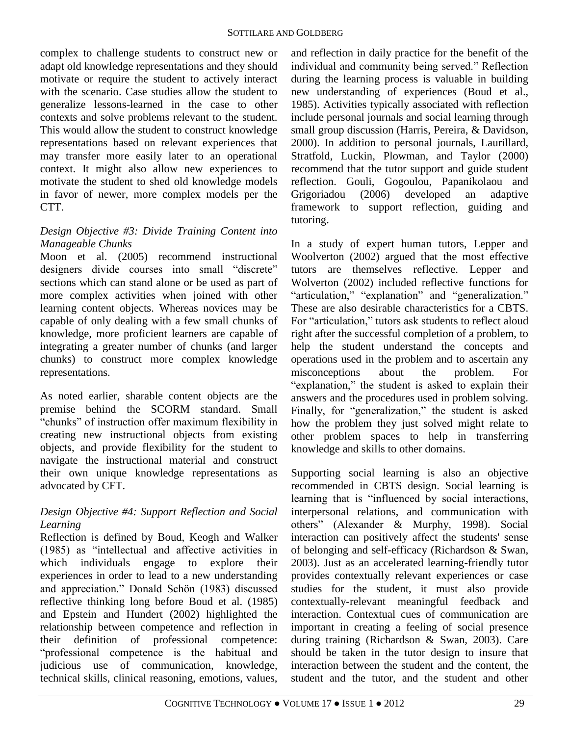complex to challenge students to construct new or adapt old knowledge representations and they should motivate or require the student to actively interact with the scenario. Case studies allow the student to generalize lessons-learned in the case to other contexts and solve problems relevant to the student. This would allow the student to construct knowledge representations based on relevant experiences that may transfer more easily later to an operational context. It might also allow new experiences to motivate the student to shed old knowledge models in favor of newer, more complex models per the CTT.

*Design Objective #3: Divide Training Content into Manageable Chunks*

Moon et al. (2005) recommend instructional designers divide courses into small "discrete" sections which can stand alone or be used as part of more complex activities when joined with other learning content objects. Whereas novices may be capable of only dealing with a few small chunks of knowledge, more proficient learners are capable of integrating a greater number of chunks (and larger chunks) to construct more complex knowledge representations.

As noted earlier, sharable content objects are the premise behind the SCORM standard. Small "chunks" of instruction offer maximum flexibility in creating new instructional objects from existing objects, and provide flexibility for the student to navigate the instructional material and construct their own unique knowledge representations as advocated by CFT.

*Design Objective #4: Support Reflection and Social Learning*

Reflection is defined by Boud, Keogh and Walker (1985) as "intellectual and affective activities in which individuals engage to explore their experiences in order to lead to a new understanding and appreciation." Donald Schön (1983) discussed reflective thinking long before Boud et al. (1985) and Epstein and Hundert (2002) highlighted the relationship between competence and reflection in their definition of professional competence: "professional competence is the habitual and judicious use of communication, knowledge, technical skills, clinical reasoning, emotions, values, and reflection in daily practice for the benefit of the individual and community being served." Reflection during the learning process is valuable in building new understanding of experiences (Boud et al., 1985). Activities typically associated with reflection include personal journals and social learning through small group discussion (Harris, Pereira, & Davidson, 2000). In addition to personal journals, Laurillard, Stratfold, Luckin, Plowman, and Taylor (2000) recommend that the tutor support and guide student reflection. Gouli, Gogoulou, Papanikolaou and Grigoriadou (2006) developed an adaptive framework to support reflection, guiding and tutoring.

In a study of expert human tutors, Lepper and Woolverton (2002) argued that the most effective tutors are themselves reflective. Lepper and Wolverton (2002) included reflective functions for "articulation," "explanation" and "generalization." These are also desirable characteristics for a CBTS. For "articulation," tutors ask students to reflect aloud right after the successful completion of a problem, to help the student understand the concepts and operations used in the problem and to ascertain any misconceptions about the problem. For "explanation," the student is asked to explain their answers and the procedures used in problem solving. Finally, for "generalization," the student is asked how the problem they just solved might relate to other problem spaces to help in transferring knowledge and skills to other domains.

Supporting social learning is also an objective recommended in CBTS design. Social learning is learning that is "influenced by social interactions, interpersonal relations, and communication with others" (Alexander & Murphy, 1998). Social interaction can positively affect the students' sense of belonging and self-efficacy (Richardson & Swan, 2003). Just as an accelerated learning-friendly tutor provides contextually relevant experiences or case studies for the student, it must also provide contextually-relevant meaningful feedback and interaction. Contextual cues of communication are important in creating a feeling of social presence during training (Richardson & Swan, 2003). Care should be taken in the tutor design to insure that interaction between the student and the content, the student and the tutor, and the student and other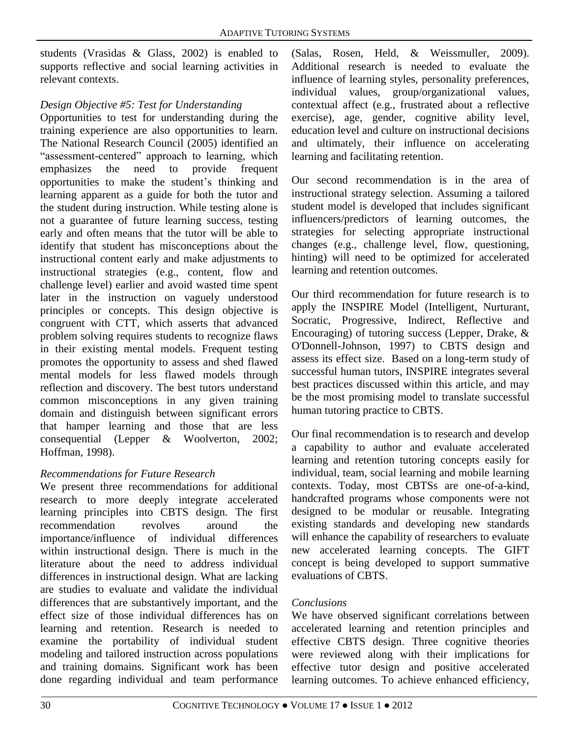students (Vrasidas & Glass, 2002) is enabled to supports reflective and social learning activities in relevant contexts.

*Design Objective #5: Test for Understanding*

Opportunities to test for understanding during the training experience are also opportunities to learn. The National Research Council (2005) identified an "assessment-centered" approach to learning, which emphasizes the need to provide frequent opportunities to make the student's thinking and learning apparent as a guide for both the tutor and the student during instruction. While testing alone is not a guarantee of future learning success, testing early and often means that the tutor will be able to identify that student has misconceptions about the instructional content early and make adjustments to instructional strategies (e.g., content, flow and challenge level) earlier and avoid wasted time spent later in the instruction on vaguely understood principles or concepts. This design objective is congruent with CTT, which asserts that advanced problem solving requires students to recognize flaws in their existing mental models. Frequent testing promotes the opportunity to assess and shed flawed mental models for less flawed models through reflection and discovery. The best tutors understand common misconceptions in any given training domain and distinguish between significant errors that hamper learning and those that are less consequential (Lepper & Woolverton, 2002; Hoffman, 1998).

*Recommendations for Future Research*

We present three recommendations for additional research to more deeply integrate accelerated learning principles into CBTS design. The first recommendation revolves around the importance/influence of individual differences within instructional design. There is much in the literature about the need to address individual differences in instructional design. What are lacking are studies to evaluate and validate the individual differences that are substantively important, and the effect size of those individual differences has on learning and retention. Research is needed to examine the portability of individual student modeling and tailored instruction across populations and training domains. Significant work has been done regarding individual and team performance (Salas, Rosen, Held, & Weissmuller, 2009). Additional research is needed to evaluate the influence of learning styles, personality preferences, individual values, group/organizational values, contextual affect (e.g., frustrated about a reflective exercise), age, gender, cognitive ability level, education level and culture on instructional decisions and ultimately, their influence on accelerating learning and facilitating retention.

Our second recommendation is in the area of instructional strategy selection. Assuming a tailored student model is developed that includes significant influencers/predictors of learning outcomes, the strategies for selecting appropriate instructional changes (e.g., challenge level, flow, questioning, hinting) will need to be optimized for accelerated learning and retention outcomes.

Our third recommendation for future research is to apply the INSPIRE Model (Intelligent, Nurturant, Socratic, Progressive, Indirect, Reflective and Encouraging) of tutoring success (Lepper, Drake, & O'Donnell-Johnson, 1997) to CBTS design and assess its effect size. Based on a long-term study of successful human tutors, INSPIRE integrates several best practices discussed within this article, and may be the most promising model to translate successful human tutoring practice to CBTS.

Our final recommendation is to research and develop a capability to author and evaluate accelerated learning and retention tutoring concepts easily for individual, team, social learning and mobile learning contexts. Today, most CBTSs are one-of-a-kind, handcrafted programs whose components were not designed to be modular or reusable. Integrating existing standards and developing new standards will enhance the capability of researchers to evaluate new accelerated learning concepts. The GIFT concept is being developed to support summative evaluations of CBTS.

*Conclusions*

We have observed significant correlations between accelerated learning and retention principles and effective CBTS design. Three cognitive theories were reviewed along with their implications for effective tutor design and positive accelerated learning outcomes. To achieve enhanced efficiency,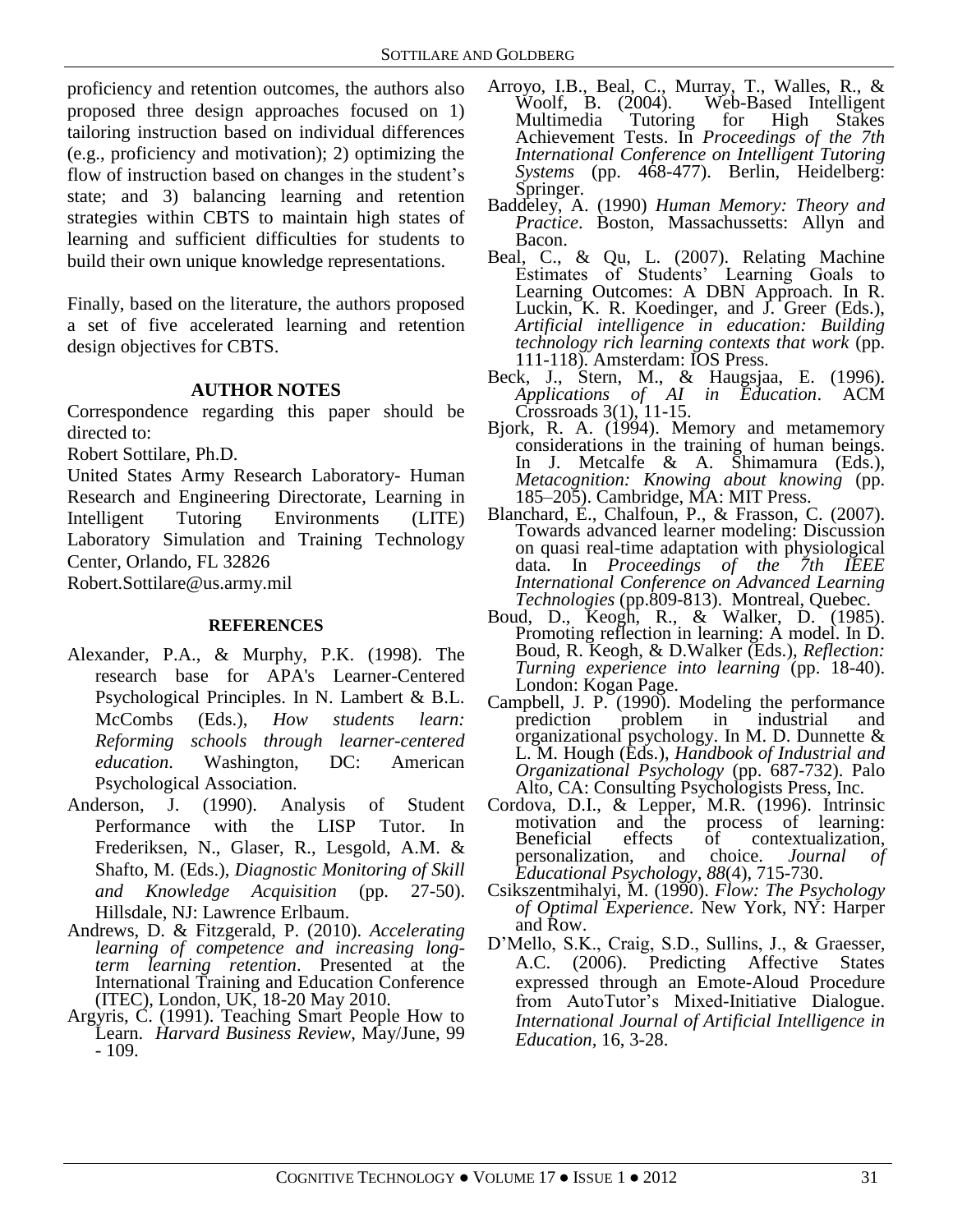proficiency and retention outcomes, the authors also proposed three design approaches focused on 1) tailoring instruction based on individual differences (e.g., proficiency and motivation); 2) optimizing the flow of instruction based on changes in the student's state; and 3) balancing learning and retention strategies within CBTS to maintain high states of learning and sufficient difficulties for students to build their own unique knowledge representations.

Finally, based on the literature, the authors proposed a set of five accelerated learning and retention design objectives for CBTS.

## AUTHOR NOTES

Correspondence regarding this paper should be directed to:

Robert Sottilare, Ph.D.

United States Army Research Laboratory- Human Research and Engineering Directorate, Learning in Intelligent Tutoring Environments (LITE) Laboratory Simulation and Training Technology Center, Orlando, FL 32826

Robert.Sottilare@us.army.mil

## REFERENCES

Alexander, P.A., & Murphy, P.K. (1998). The research base for APA's Learner-Centered Psychological Principles. In N. Lambert & B.L. McCombs (Eds.), *How students learn: Reforming schools through learner-centered education*. Washington, DC: American Psychological Association.

Anderson, J. (1990). Analysis of Student Performance with the LISP Tutor. In Frederiksen, N., Glaser, R., Lesgold, A.M. & Shafto, M. (Eds.), *Diagnostic Monitoring of Skill and Knowledge Acquisition* (pp. 27-50). Hillsdale, NJ: Lawrence Erlbaum.

Andrews, D. & Fitzgerald, P. (2010). *Accelerating learning of competence and increasing long-term learning retention*. Presented at the International Training and Education Conference (ITEC), London, UK, 18-20 May 2010.

Argyris, C. (1991). Teaching Smart People How to Learn. *Harvard Business Review*, May/June, 99 - 109.

Arroyo, I.B., Beal, C., Murray, T., Walles, R., & Woolf, B. (2004). Web-Based Intelligent Multimedia Tutoring for High Stakes Achievement Tests. In *Proceedings of the 7th International Conference on Intelligent Tutoring Systems* (pp. 468-477). Berlin, Heidelberg: Springer.

Baddeley, A. (1990) *Human Memory: Theory and Practice*. Boston, Massachussetts: Allyn and Bacon.

Beal, C., & Qu, L. (2007). Relating Machine Estimates of Students' Learning Goals to Learning Outcomes: A DBN Approach. In R. Luckin, K. R. Koedinger, and J. Greer (Eds.), *Artificial intelligence in education: Building technology rich learning contexts that work* (pp. 111-118). Amsterdam: IOS Press.

Beck, J., Stern, M., & Haugsjaa, E. (1996). *Applications of AI in Education*. ACM Crossroads 3(1), 11-15.

Bjork, R. A. (1994). Memory and metamemory considerations in the training of human beings. In J. Metcalfe & A. Shimamura (Eds.), *Metacognition: Knowing about knowing* (pp. 185–205). Cambridge, MA: MIT Press.

Blanchard, E., Chalfoun, P., & Frasson, C. (2007). Towards advanced learner modeling: Discussion on quasi real-time adaptation with physiological data. In *Proceedings of the 7th IEEE International Conference on Advanced Learning Technologies* (pp.809-813). Montreal, Quebec.

Boud, D., Keogh, R., & Walker, D. (1985). Promoting reflection in learning: A model. In D. Boud, R. Keogh, & D.Walker (Eds.), *Reflection: Turning experience into learning* (pp. 18-40). London: Kogan Page.

Campbell, J. P. (1990). Modeling the performance prediction problem in industrial and organizational psychology. In M. D. Dunnette & L. M. Hough (Eds.), *Handbook of Industrial and Organizational Psychology* (pp. 687-732). Palo Alto, CA: Consulting Psychologists Press, Inc.

Cordova, D.I., & Lepper, M.R. (1996). Intrinsic motivation and the process of learning: Beneficial effects of contextualization, personalization, and choice. *Journal of Educational Psychology*, *88*(4), 715-730.

Csikszentmihalyi, M. (1990). *Flow: The Psychology of Optimal Experience*. New York, NY: Harper and Row.

D'Mello, S.K., Craig, S.D., Sullins, J., & Graesser, A.C. (2006). Predicting Affective States expressed through an Emote-Aloud Procedure from AutoTutor's Mixed-Initiative Dialogue. *International Journal of Artificial Intelligence in Education*, 16, 3-28.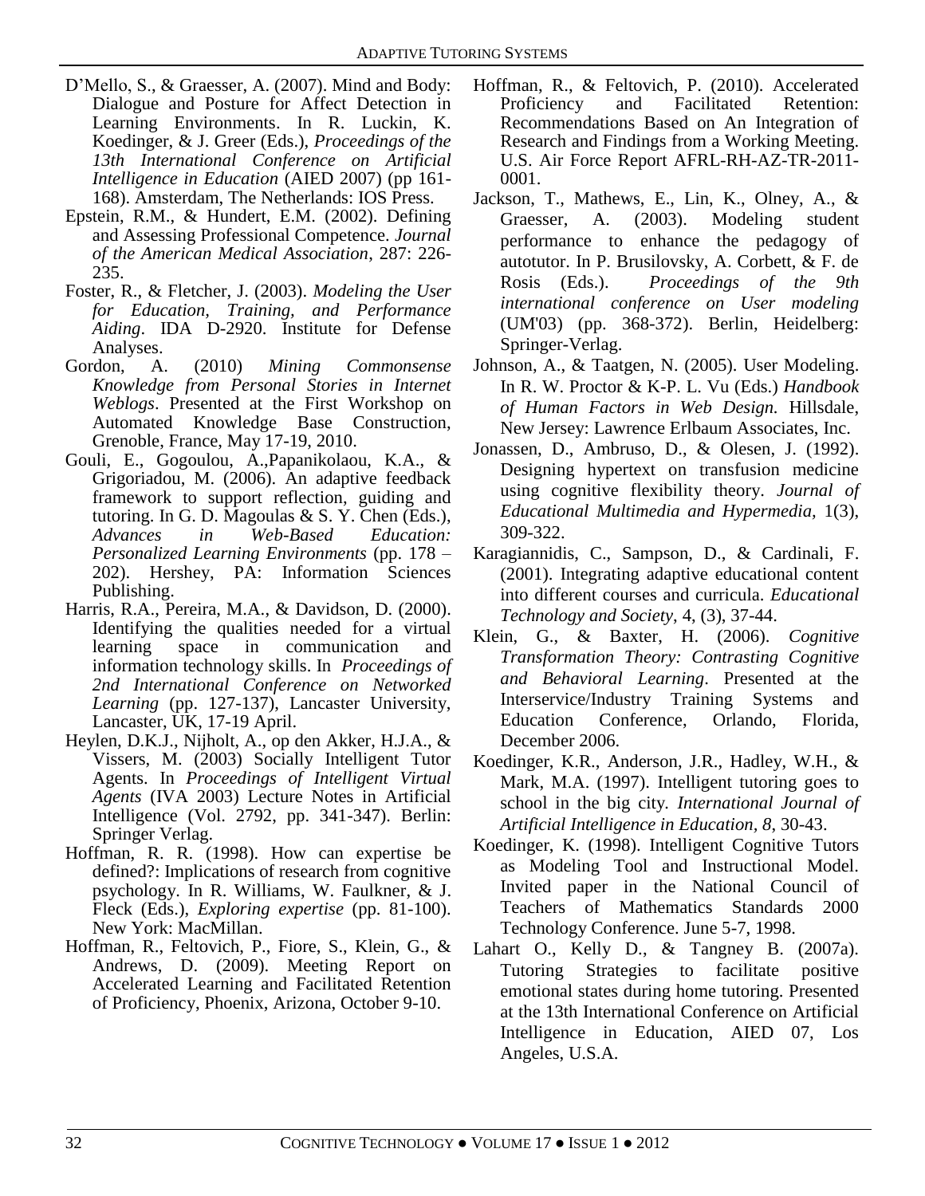D'Mello, S., & Graesser, A. (2007). Mind and Body: Dialogue and Posture for Affect Detection in Learning Environments. In R. Luckin, K. Koedinger, & J. Greer (Eds.), *Proceedings of the 13th International Conference on Artificial Intelligence in Education* (AIED 2007) (pp 161-168). Amsterdam, The Netherlands: IOS Press.

Epstein, R.M., & Hundert, E.M. (2002). Defining and Assessing Professional Competence. *Journal of the American Medical Association*, 287: 226-235.

Foster, R., & Fletcher, J. (2003). *Modeling the User for Education, Training, and Performance Aiding*. IDA D-2920. Institute for Defense Analyses.

Gordon, A. (2010) *Mining Commonsense Knowledge from Personal Stories in Internet Weblogs*. Presented at the First Workshop on Automated Knowledge Base Construction, Grenoble, France, May 17-19, 2010.

Gouli, E., Gogoulou, A.,Papanikolaou, K.A., & Grigoriadou, M. (2006). An adaptive feedback framework to support reflection, guiding and tutoring. In G. D. Magoulas & S. Y. Chen (Eds.), *Advances in Web-Based Education: Personalized Learning Environments* (pp. 178 – 202). Hershey, PA: Information Sciences Publishing.

Harris, R.A., Pereira, M.A., & Davidson, D. (2000). Identifying the qualities needed for a virtual learning space in communication and information technology skills. In *Proceedings of 2nd International Conference on Networked Learning* (pp. 127-137), Lancaster University, Lancaster, UK, 17-19 April.

Heylen, D.K.J., Nijholt, A., op den Akker, H.J.A., & Vissers, M. (2003) Socially Intelligent Tutor Agents. In *Proceedings of Intelligent Virtual Agents* (IVA 2003) Lecture Notes in Artificial Intelligence (Vol. 2792, pp. 341-347). Berlin: Springer Verlag.

Hoffman, R. R. (1998). How can expertise be defined?: Implications of research from cognitive psychology. In R. Williams, W. Faulkner, & J. Fleck (Eds.), *Exploring expertise* (pp. 81-100). New York: MacMillan.

Hoffman, R., Feltovich, P., Fiore, S., Klein, G., & Andrews, D. (2009). Meeting Report on Accelerated Learning and Facilitated Retention of Proficiency, Phoenix, Arizona, October 9-10.

Hoffman, R., & Feltovich, P. (2010). Accelerated Proficiency and Facilitated Retention: Recommendations Based on An Integration of Research and Findings from a Working Meeting. U.S. Air Force Report AFRL-RH-AZ-TR-2011-0001.

Jackson, T., Mathews, E., Lin, K., Olney, A., & Graesser, A. (2003). Modeling student performance to enhance the pedagogy of autotutor. In P. Brusilovsky, A. Corbett, & F. de Rosis (Eds.). *Proceedings of the 9th international conference on User modeling* (UM'03) (pp. 368-372). Berlin, Heidelberg: Springer-Verlag.

Johnson, A., & Taatgen, N. (2005). User Modeling. In R. W. Proctor & K-P. L. Vu (Eds.) *Handbook of Human Factors in Web Design.* Hillsdale, New Jersey: Lawrence Erlbaum Associates, Inc.

Jonassen, D., Ambruso, D., & Olesen, J. (1992). Designing hypertext on transfusion medicine using cognitive flexibility theory. *Journal of Educational Multimedia and Hypermedia*, 1(3), 309-322.

Karagiannidis, C., Sampson, D., & Cardinali, F. (2001). Integrating adaptive educational content into different courses and curricula. *Educational Technology and Society*, 4, (3), 37-44.

Klein, G., & Baxter, H. (2006). *Cognitive Transformation Theory: Contrasting Cognitive and Behavioral Learning*. Presented at the Interservice/Industry Training Systems and Education Conference, Orlando, Florida, December 2006.

Koedinger, K.R., Anderson, J.R., Hadley, W.H., & Mark, M.A. (1997). Intelligent tutoring goes to school in the big city. *International Journal of Artificial Intelligence in Education, 8*, 30-43.

Koedinger, K. (1998). Intelligent Cognitive Tutors as Modeling Tool and Instructional Model. Invited paper in the National Council of Teachers of Mathematics Standards 2000 Technology Conference. June 5-7, 1998.

Lahart O., Kelly D., & Tangney B. (2007a). Tutoring Strategies to facilitate positive emotional states during home tutoring. Presented at the 13th International Conference on Artificial Intelligence in Education, AIED 07, Los Angeles, U.S.A.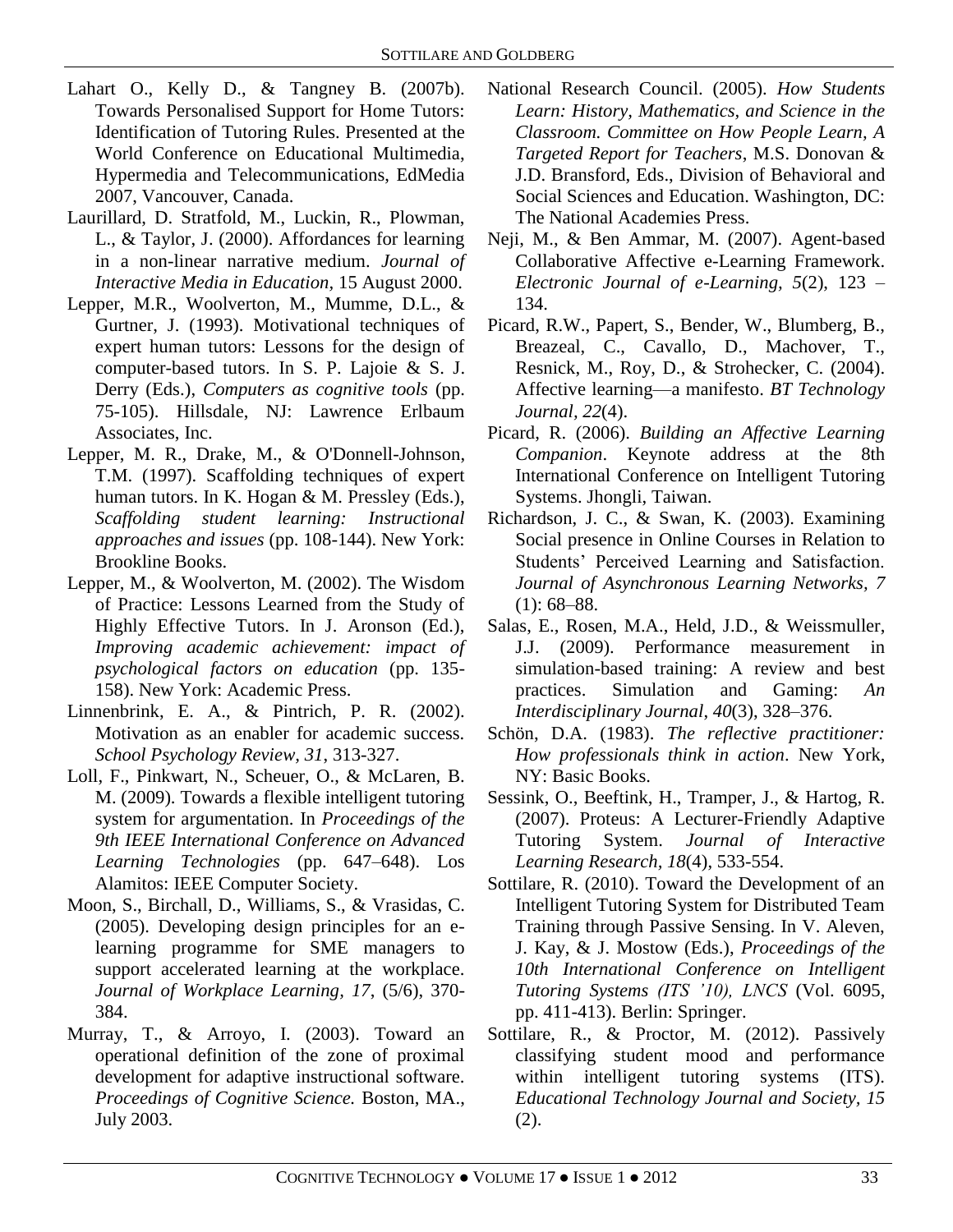Lahart O., Kelly D., & Tangney B. (2007b). Towards Personalised Support for Home Tutors: Identification of Tutoring Rules. Presented at the World Conference on Educational Multimedia, Hypermedia and Telecommunications, EdMedia 2007, Vancouver, Canada.

Laurillard, D. Stratfold, M., Luckin, R., Plowman, L., & Taylor, J. (2000). Affordances for learning in a non-linear narrative medium. *Journal of Interactive Media in Education*, 15 August 2000.

Lepper, M.R., Woolverton, M., Mumme, D.L., & Gurtner, J. (1993). Motivational techniques of expert human tutors: Lessons for the design of computer-based tutors. In S. P. Lajoie & S. J. Derry (Eds.), *Computers as cognitive tools* (pp. 75-105). Hillsdale, NJ: Lawrence Erlbaum Associates, Inc.

Lepper, M. R., Drake, M., & O'Donnell-Johnson, T.M. (1997). Scaffolding techniques of expert human tutors. In K. Hogan & M. Pressley (Eds.), *Scaffolding student learning: Instructional approaches and issues* (pp. 108-144). New York: Brookline Books.

Lepper, M., & Woolverton, M. (2002). The Wisdom of Practice: Lessons Learned from the Study of Highly Effective Tutors. In J. Aronson (Ed.), *Improving academic achievement: impact of psychological factors on education* (pp. 135-158). New York: Academic Press.

Linnenbrink, E. A., & Pintrich, P. R. (2002). Motivation as an enabler for academic success. *School Psychology Review*, *31*, 313-327.

Loll, F., Pinkwart, N., Scheuer, O., & McLaren, B. M. (2009). Towards a flexible intelligent tutoring system for argumentation. In *Proceedings of the 9th IEEE International Conference on Advanced Learning Technologies* (pp. 647–648). Los Alamitos: IEEE Computer Society.

Moon, S., Birchall, D., Williams, S., & Vrasidas, C. (2005). Developing design principles for an e-learning programme for SME managers to support accelerated learning at the workplace. *Journal of Workplace Learning, 17*, (5/6), 370-384.

Murray, T., & Arroyo, I. (2003). Toward an operational definition of the zone of proximal development for adaptive instructional software. *Proceedings of Cognitive Science.* Boston, MA., July 2003.

National Research Council. (2005). *How Students Learn: History, Mathematics, and Science in the Classroom. Committee on How People Learn, A Targeted Report for Teachers*, M.S. Donovan & J.D. Bransford, Eds., Division of Behavioral and Social Sciences and Education. Washington, DC: The National Academies Press.

Neji, M., & Ben Ammar, M. (2007). Agent-based Collaborative Affective e-Learning Framework. *Electronic Journal of e-Learning, 5*(2), 123 – 134.

Picard, R.W., Papert, S., Bender, W., Blumberg, B., Breazeal, C., Cavallo, D., Machover, T., Resnick, M., Roy, D., & Strohecker, C. (2004). Affective learning—a manifesto. *BT Technology Journal, 22*(4).

Picard, R. (2006). *Building an Affective Learning Companion*. Keynote address at the 8th International Conference on Intelligent Tutoring Systems. Jhongli, Taiwan.

Richardson, J. C., & Swan, K. (2003). Examining Social presence in Online Courses in Relation to Students' Perceived Learning and Satisfaction. *Journal of Asynchronous Learning Networks, 7* (1): 68–88.

Salas, E., Rosen, M.A., Held, J.D., & Weissmuller, J.J. (2009). Performance measurement in simulation-based training: A review and best practices. Simulation and Gaming: *An Interdisciplinary Journal*, *40*(3), 328–376.

Schön, D.A. (1983). *The reflective practitioner: How professionals think in action*. New York, NY: Basic Books.

Sessink, O., Beeftink, H., Tramper, J., & Hartog, R. (2007). Proteus: A Lecturer-Friendly Adaptive Tutoring System. *Journal of Interactive Learning Research, 18*(4), 533-554.

Sottilare, R. (2010). Toward the Development of an Intelligent Tutoring System for Distributed Team Training through Passive Sensing. In V. Aleven, J. Kay, & J. Mostow (Eds.), *Proceedings of the 10th International Conference on Intelligent Tutoring Systems (ITS '10), LNCS* (Vol. 6095, pp. 411-413). Berlin: Springer.

Sottilare, R., & Proctor, M. (2012). Passively classifying student mood and performance within intelligent tutoring systems (ITS). *Educational Technology Journal and Society, 15* (2).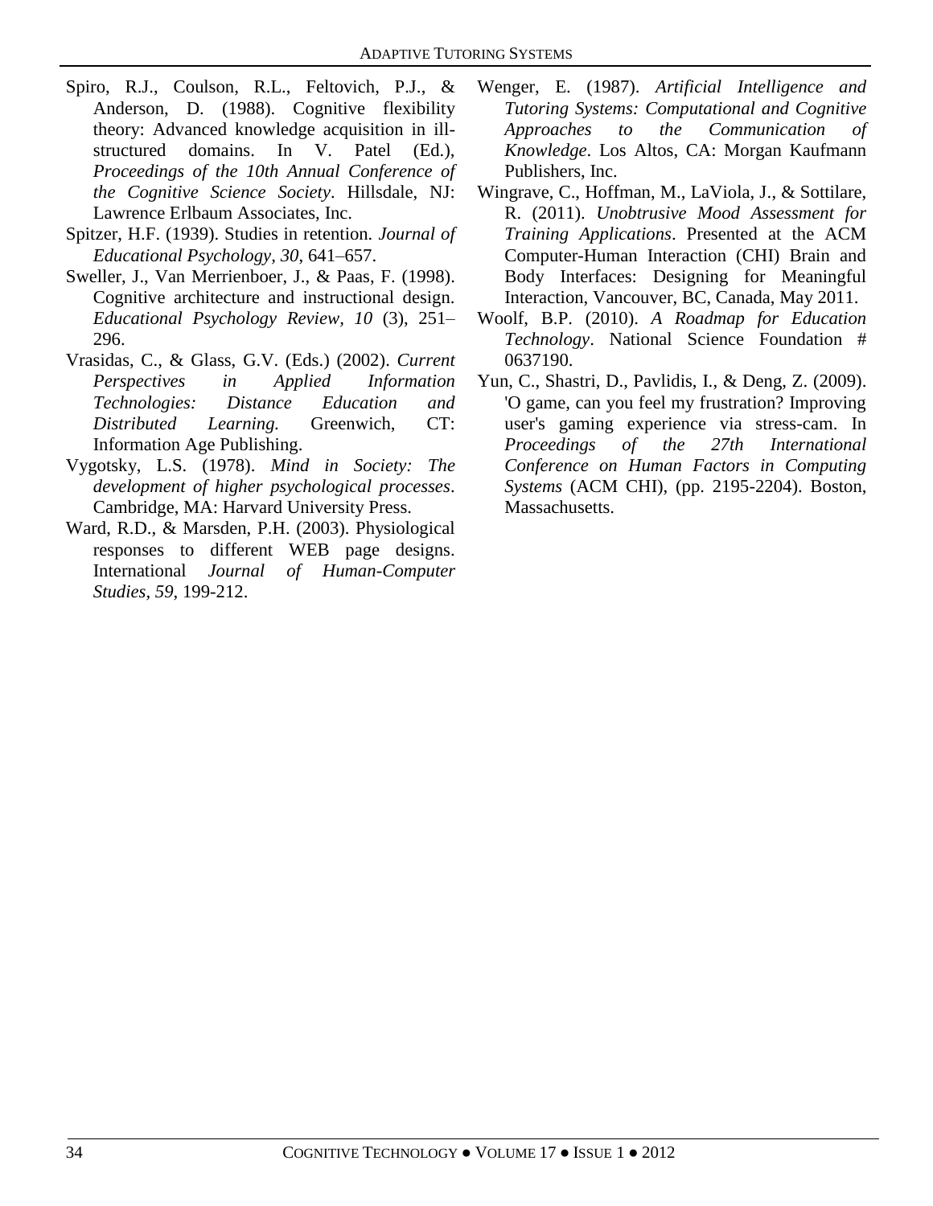Spiro, R.J., Coulson, R.L., Feltovich, P.J., & Anderson, D. (1988). Cognitive flexibility theory: Advanced knowledge acquisition in ill-structured domains. In V. Patel (Ed.), *Proceedings of the 10th Annual Conference of the Cognitive Science Society*. Hillsdale, NJ: Lawrence Erlbaum Associates, Inc.

Spitzer, H.F. (1939). Studies in retention. *Journal of Educational Psychology, 30*, 641–657.

Sweller, J., Van Merrienboer, J., & Paas, F. (1998). Cognitive architecture and instructional design. *Educational Psychology Review, 10* (3), 251–296.

Vrasidas, C., & Glass, G.V. (Eds.) (2002). *Current Perspectives in Applied Information Technologies: Distance Education and Distributed Learning.* Greenwich, CT: Information Age Publishing.

Vygotsky, L.S. (1978). *Mind in Society: The development of higher psychological processes*. Cambridge, MA: Harvard University Press.

Ward, R.D., & Marsden, P.H. (2003). Physiological responses to different WEB page designs. International *Journal of Human-Computer Studies, 59*, 199-212.

Wenger, E. (1987). *Artificial Intelligence and Tutoring Systems: Computational and Cognitive Approaches to the Communication of Knowledge*. Los Altos, CA: Morgan Kaufmann Publishers, Inc.

Wingrave, C., Hoffman, M., LaViola, J., & Sottilare, R. (2011). *Unobtrusive Mood Assessment for Training Applications*. Presented at the ACM Computer-Human Interaction (CHI) Brain and Body Interfaces: Designing for Meaningful Interaction, Vancouver, BC, Canada, May 2011.

Woolf, B.P. (2010). *A Roadmap for Education Technology*. National Science Foundation # 0637190.

Yun, C., Shastri, D., Pavlidis, I., & Deng, Z. (2009). 'O game, can you feel my frustration? Improving user's gaming experience via stress-cam. In *Proceedings of the 27th International Conference on Human Factors in Computing Systems* (ACM CHI), (pp. 2195-2204). Boston, Massachusetts.